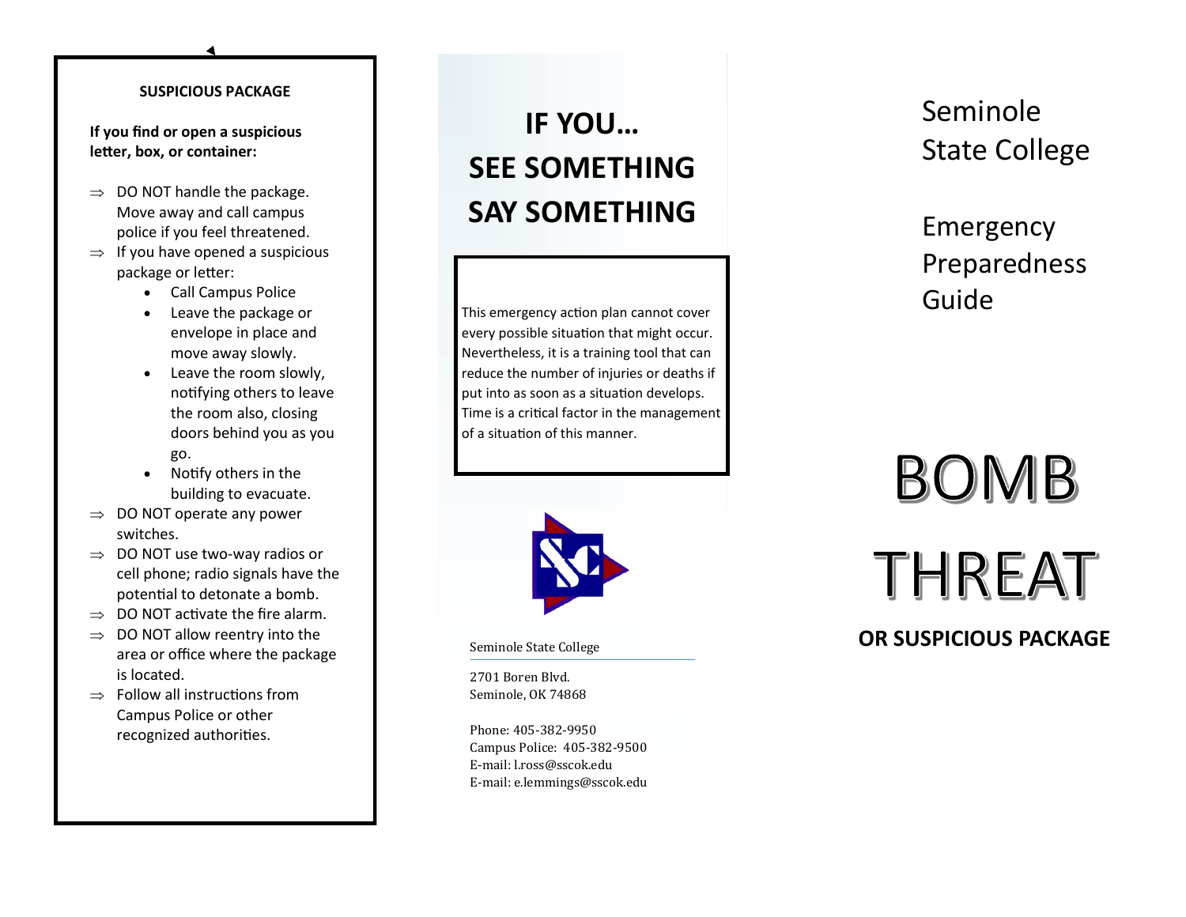## SUSPICIOUS PACKAGE

**If you find or open a suspicious letter, box, or container:**

- ⇒ DO NOT handle the package. Move away and call campus police if you feel threatened.
- ⇒ If you have opened a suspicious package or letter:
  - Call Campus Police
  - Leave the package or envelope in place and move away slowly.
  - Leave the room slowly, notifying others to leave the room also, closing doors behind you as you go.
  - Notify others in the building to evacuate.
- ⇒ DO NOT operate any power switches.
- ⇒ DO NOT use two-way radios or cell phone; radio signals have the potential to detonate a bomb.
- ⇒ DO NOT activate the fire alarm.
- ⇒ DO NOT allow reentry into the area or office where the package is located.
- ⇒ Follow all instructions from Campus Police or other recognized authorities.

# IF YOU…
# SEE SOMETHING
# SAY SOMETHING

This emergency action plan cannot cover every possible situation that might occur. Nevertheless, it is a training tool that can reduce the number of injuries or deaths if put into as soon as a situation develops. Time is a critical factor in the management of a situation of this manner.

Seminole State College

2701 Boren Blvd.
Seminole, OK 74868

Phone: 405-382-9950
Campus Police: 405-382-9500
E-mail: l.ross@sscok.edu
E-mail: e.lemmings@sscok.edu

Seminole State College

Emergency Preparedness Guide

# BOMB THREAT

**OR SUSPICIOUS PACKAGE**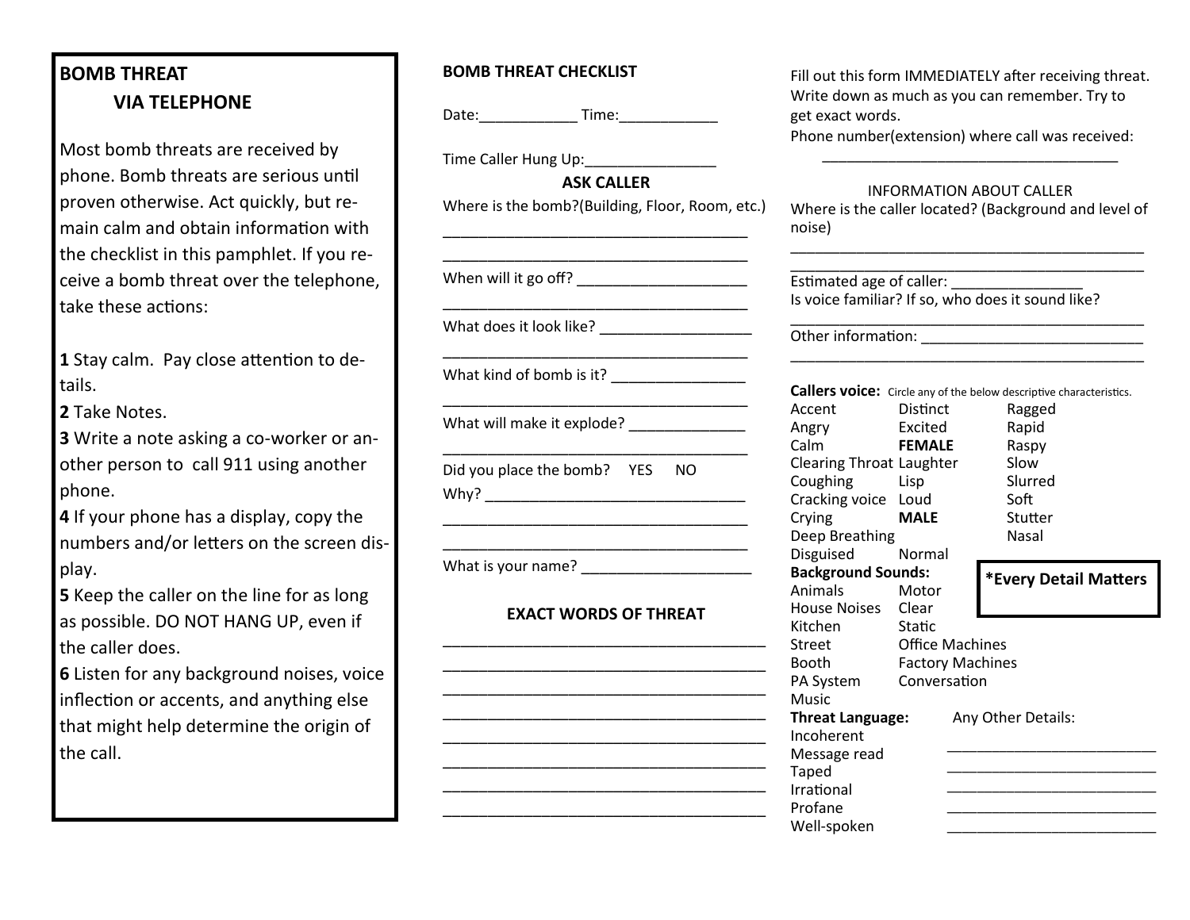## BOMB THREAT

### VIA TELEPHONE

Most bomb threats are received by phone. Bomb threats are serious until proven otherwise. Act quickly, but remain calm and obtain information with the checklist in this pamphlet. If you receive a bomb threat over the telephone, take these actions:

**1** Stay calm. Pay close attention to details.
**2** Take Notes.
**3** Write a note asking a co-worker or another person to call 911 using another phone.
**4** If your phone has a display, copy the numbers and/or letters on the screen display.
**5** Keep the caller on the line for as long as possible. DO NOT HANG UP, even if the caller does.
**6** Listen for any background noises, voice inflection or accents, and anything else that might help determine the origin of the call.

## BOMB THREAT CHECKLIST

Date:____________ Time:____________

Time Caller Hung Up:________________

**ASK CALLER**

Where is the bomb?(Building, Floor, Room, etc.)
____________________________________
____________________________________

When will it go off? ____________________
____________________________________

What does it look like? __________________
____________________________________

What kind of bomb is it? ________________
____________________________________

What will make it explode? ______________
____________________________________

Did you place the bomb? YES NO

Why? _______________________________
____________________________________
____________________________________

What is your name? ____________________

**EXACT WORDS OF THREAT**

______________________________________
______________________________________
______________________________________
______________________________________
______________________________________
______________________________________
______________________________________
______________________________________

Fill out this form IMMEDIATELY after receiving threat. Write down as much as you can remember. Try to get exact words.

Phone number(extension) where call was received:
____________________________________

INFORMATION ABOUT CALLER

Where is the caller located? (Background and level of noise)
_____________________________________________
_____________________________________________

Estimated age of caller: ________________

Is voice familiar? If so, who does it sound like?
_____________________________________________

Other information: ___________________________
_____________________________________________

**Callers voice:** Circle any of the below descriptive characteristics.

| | | |
|---|---|---|
| Accent | Distinct | Ragged |
| Angry | Excited | Rapid |
| Calm | **FEMALE** | Raspy |
| Clearing Throat | Laughter | Slow |
| Coughing | Lisp | Slurred |
| Cracking voice | Loud | Soft |
| Crying | **MALE** | Stutter |
| Deep Breathing | | Nasal |
| Disguised | Normal | |

**Background Sounds:**

| | |
|---|---|
| Animals | Motor |
| House Noises | Clear |
| Kitchen | Static |
| Street | Office Machines |
| Booth | Factory Machines |
| PA System | Conversation |
| Music | |

**\*Every Detail Matters**

**Threat Language:**

Incoherent
Message read
Taped
Irrational
Profane
Well-spoken

Any Other Details:
__________________________
__________________________
__________________________
__________________________
__________________________
__________________________